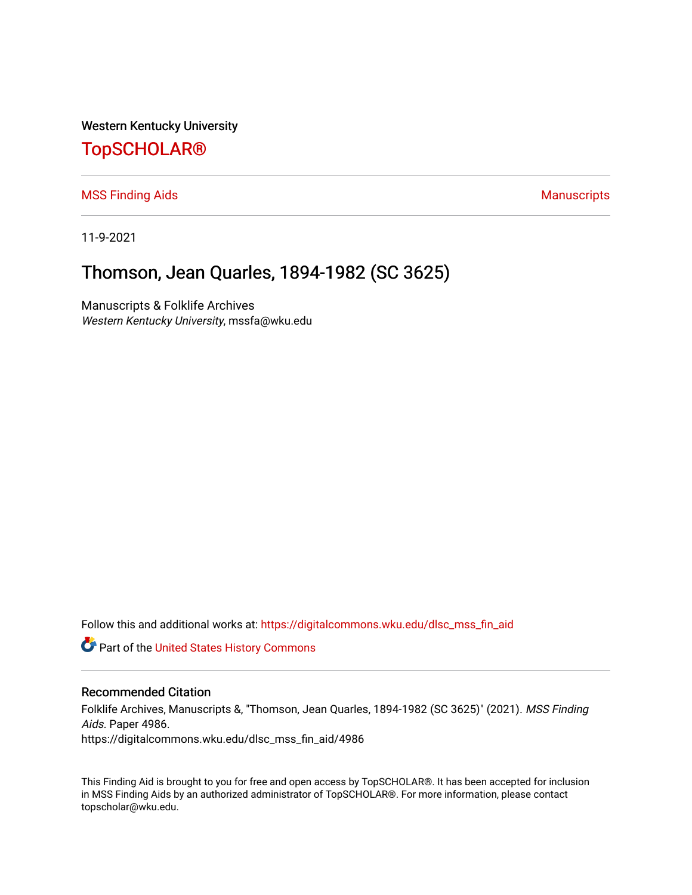Western Kentucky University

# TopSCHOLAR®

MSS Finding Aids | Manuscripts

11-9-2021

## Thomson, Jean Quarles, 1894-1982 (SC 3625)

Manuscripts & Folklife Archives
*Western Kentucky University*, mssfa@wku.edu

Follow this and additional works at: https://digitalcommons.wku.edu/dlsc_mss_fin_aid

Part of the United States History Commons

### Recommended Citation

Folklife Archives, Manuscripts &, "Thomson, Jean Quarles, 1894-1982 (SC 3625)" (2021). *MSS Finding Aids.* Paper 4986.
https://digitalcommons.wku.edu/dlsc_mss_fin_aid/4986

This Finding Aid is brought to you for free and open access by TopSCHOLAR®. It has been accepted for inclusion in MSS Finding Aids by an authorized administrator of TopSCHOLAR®. For more information, please contact topscholar@wku.edu.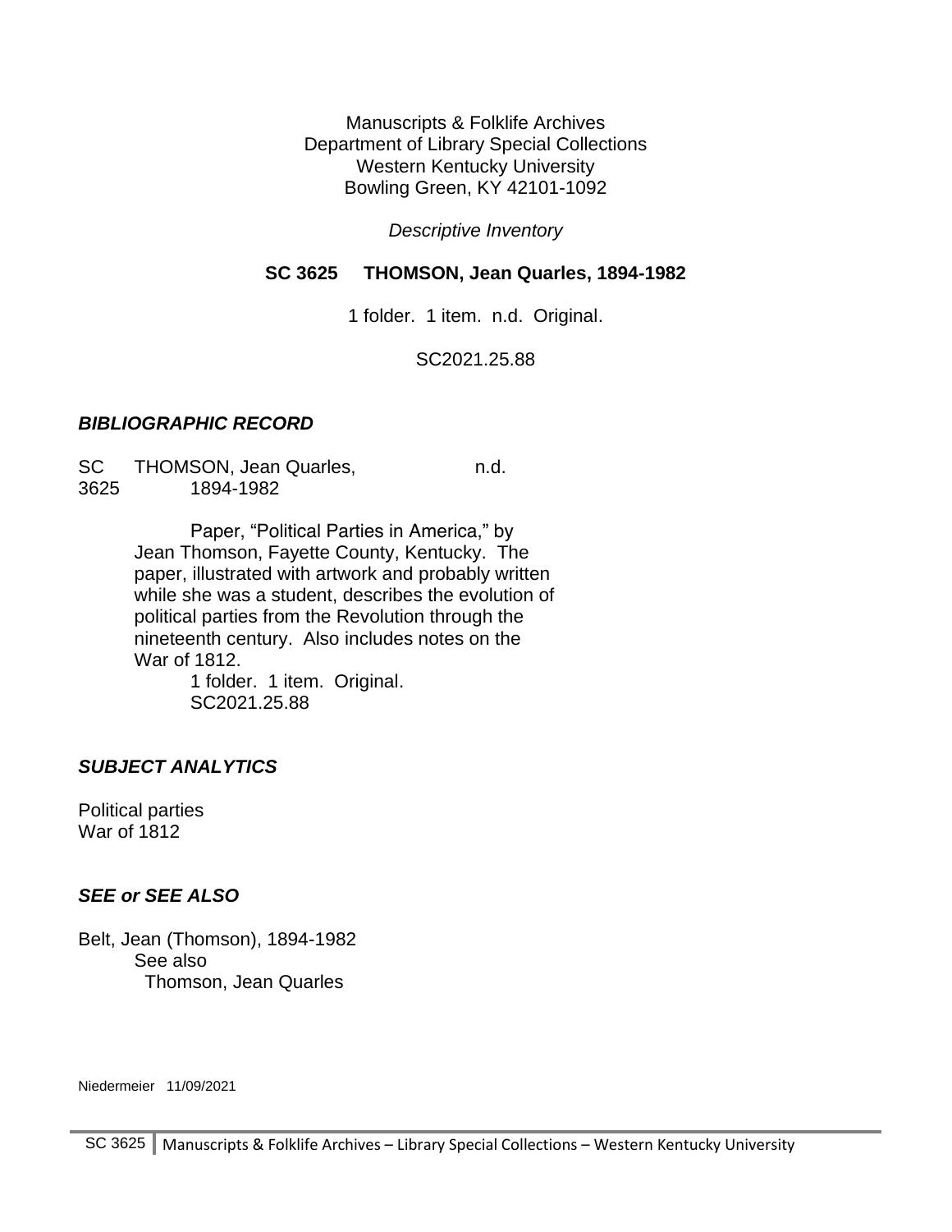Manuscripts & Folklife Archives
Department of Library Special Collections
Western Kentucky University
Bowling Green, KY 42101-1092

*Descriptive Inventory*

**SC 3625 THOMSON, Jean Quarles, 1894-1982**

1 folder. 1 item. n.d. Original.

SC2021.25.88

### *BIBLIOGRAPHIC RECORD*

SC 3625 THOMSON, Jean Quarles, 1894-1982 n.d.

Paper, "Political Parties in America," by Jean Thomson, Fayette County, Kentucky. The paper, illustrated with artwork and probably written while she was a student, describes the evolution of political parties from the Revolution through the nineteenth century. Also includes notes on the War of 1812.

1 folder. 1 item. Original.
SC2021.25.88

### *SUBJECT ANALYTICS*

Political parties
War of 1812

### *SEE or SEE ALSO*

Belt, Jean (Thomson), 1894-1982
See also
Thomson, Jean Quarles

Niedermeier 11/09/2021